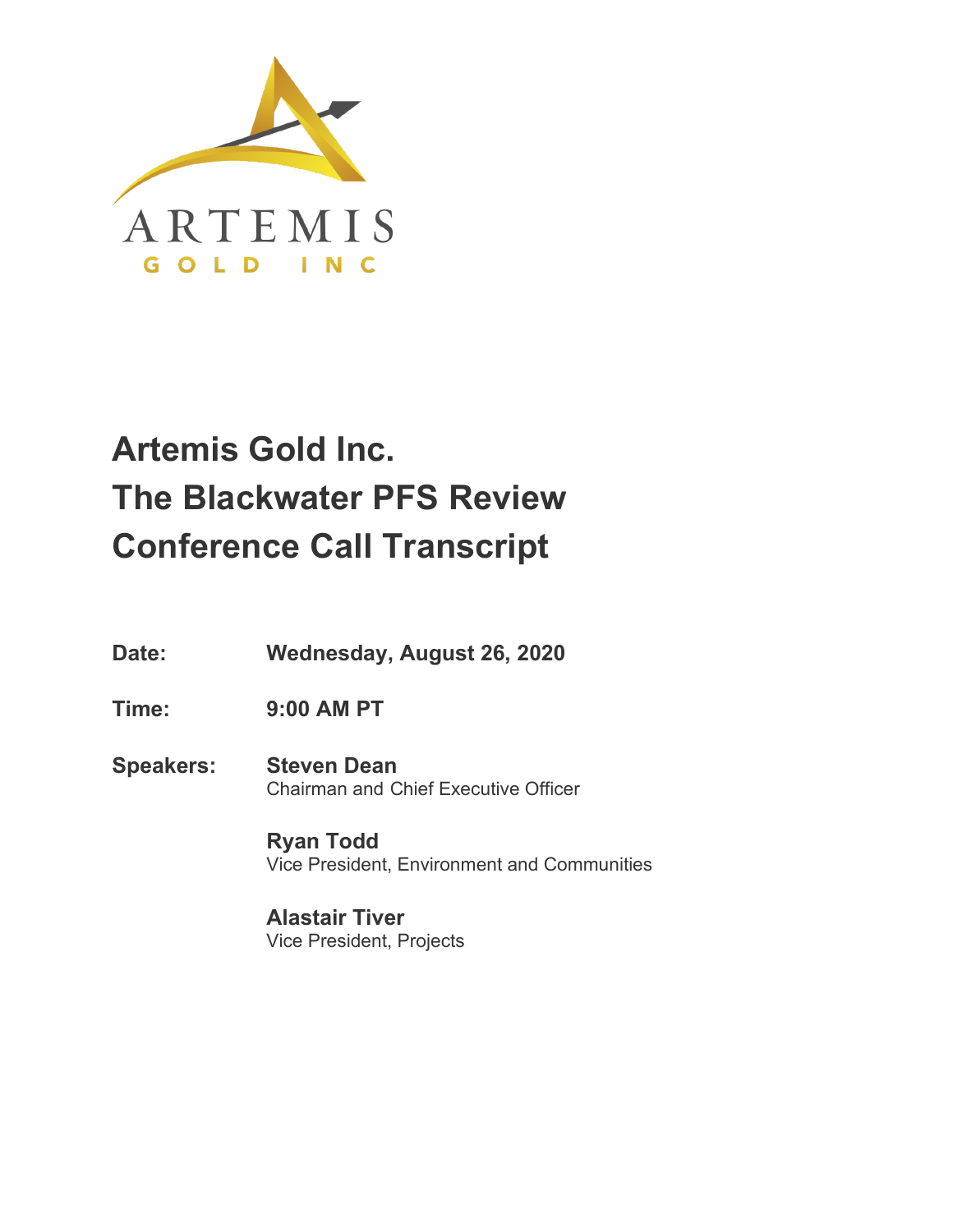ARTEMIS

GOLD INC

# Artemis Gold Inc.
# The Blackwater PFS Review
# Conference Call Transcript

**Date:** **Wednesday, August 26, 2020**

**Time:** **9:00 AM PT**

**Speakers:** **Steven Dean**
Chairman and Chief Executive Officer

**Ryan Todd**
Vice President, Environment and Communities

**Alastair Tiver**
Vice President, Projects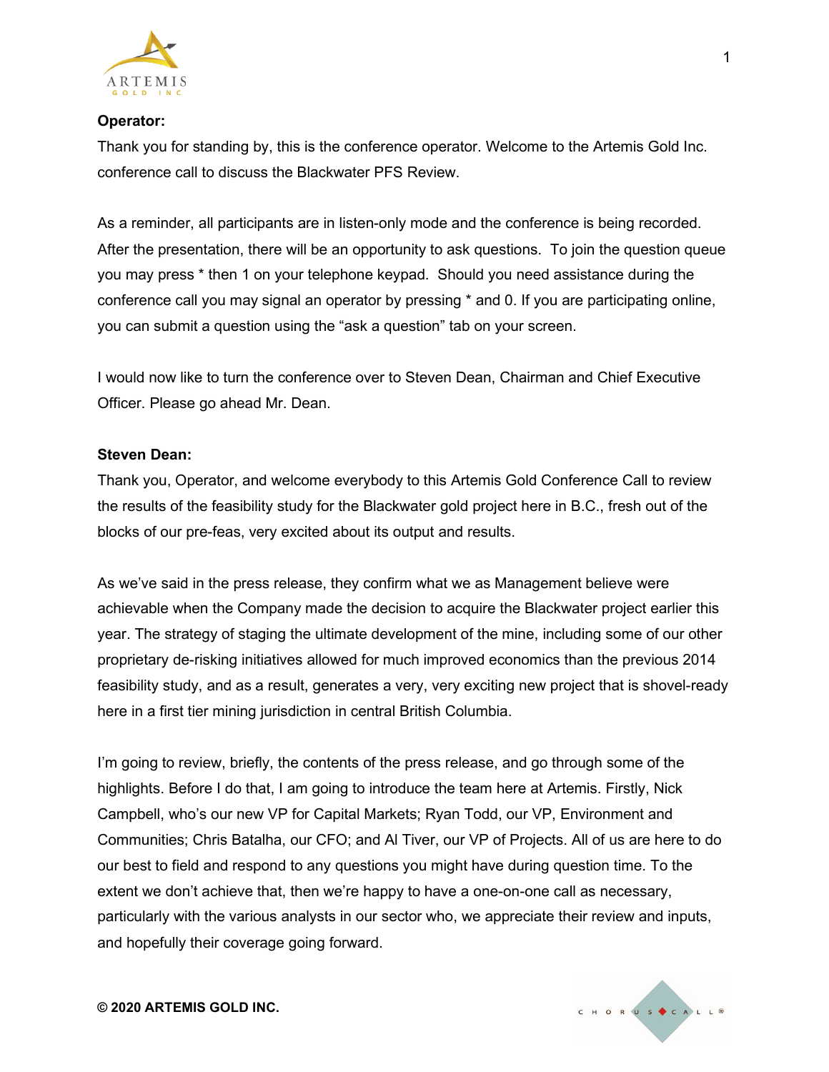**Operator:**

Thank you for standing by, this is the conference operator. Welcome to the Artemis Gold Inc. conference call to discuss the Blackwater PFS Review.

As a reminder, all participants are in listen-only mode and the conference is being recorded. After the presentation, there will be an opportunity to ask questions. To join the question queue you may press * then 1 on your telephone keypad. Should you need assistance during the conference call you may signal an operator by pressing * and 0. If you are participating online, you can submit a question using the "ask a question" tab on your screen.

I would now like to turn the conference over to Steven Dean, Chairman and Chief Executive Officer. Please go ahead Mr. Dean.

**Steven Dean:**

Thank you, Operator, and welcome everybody to this Artemis Gold Conference Call to review the results of the feasibility study for the Blackwater gold project here in B.C., fresh out of the blocks of our pre-feas, very excited about its output and results.

As we've said in the press release, they confirm what we as Management believe were achievable when the Company made the decision to acquire the Blackwater project earlier this year. The strategy of staging the ultimate development of the mine, including some of our other proprietary de-risking initiatives allowed for much improved economics than the previous 2014 feasibility study, and as a result, generates a very, very exciting new project that is shovel-ready here in a first tier mining jurisdiction in central British Columbia.

I'm going to review, briefly, the contents of the press release, and go through some of the highlights. Before I do that, I am going to introduce the team here at Artemis. Firstly, Nick Campbell, who's our new VP for Capital Markets; Ryan Todd, our VP, Environment and Communities; Chris Batalha, our CFO; and Al Tiver, our VP of Projects. All of us are here to do our best to field and respond to any questions you might have during question time. To the extent we don't achieve that, then we're happy to have a one-on-one call as necessary, particularly with the various analysts in our sector who, we appreciate their review and inputs, and hopefully their coverage going forward.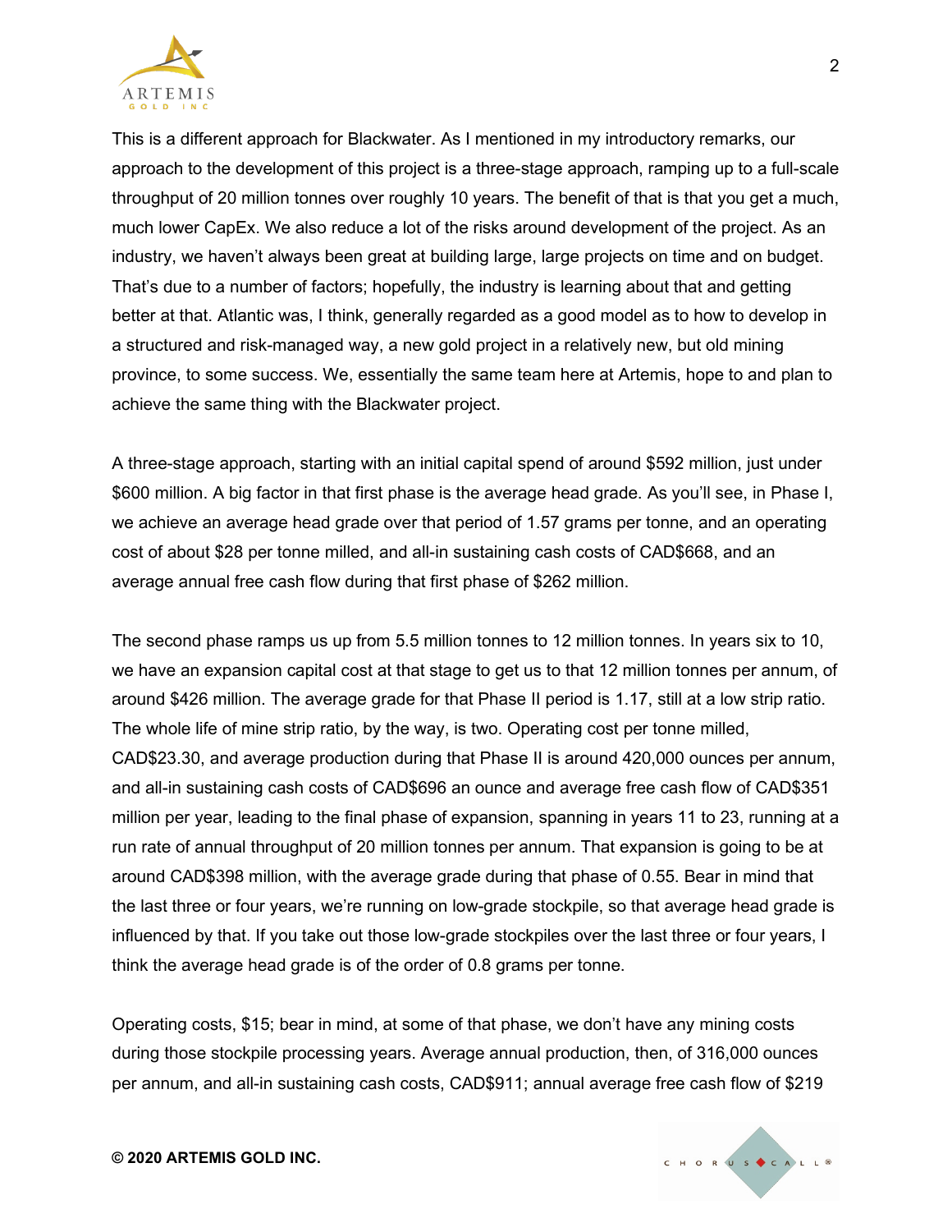This is a different approach for Blackwater. As I mentioned in my introductory remarks, our approach to the development of this project is a three-stage approach, ramping up to a full-scale throughput of 20 million tonnes over roughly 10 years. The benefit of that is that you get a much, much lower CapEx. We also reduce a lot of the risks around development of the project. As an industry, we haven't always been great at building large, large projects on time and on budget. That's due to a number of factors; hopefully, the industry is learning about that and getting better at that. Atlantic was, I think, generally regarded as a good model as to how to develop in a structured and risk-managed way, a new gold project in a relatively new, but old mining province, to some success. We, essentially the same team here at Artemis, hope to and plan to achieve the same thing with the Blackwater project.

A three-stage approach, starting with an initial capital spend of around $592 million, just under $600 million. A big factor in that first phase is the average head grade. As you'll see, in Phase I, we achieve an average head grade over that period of 1.57 grams per tonne, and an operating cost of about $28 per tonne milled, and all-in sustaining cash costs of CAD$668, and an average annual free cash flow during that first phase of $262 million.

The second phase ramps us up from 5.5 million tonnes to 12 million tonnes. In years six to 10, we have an expansion capital cost at that stage to get us to that 12 million tonnes per annum, of around $426 million. The average grade for that Phase II period is 1.17, still at a low strip ratio. The whole life of mine strip ratio, by the way, is two. Operating cost per tonne milled, CAD$23.30, and average production during that Phase II is around 420,000 ounces per annum, and all-in sustaining cash costs of CAD$696 an ounce and average free cash flow of CAD$351 million per year, leading to the final phase of expansion, spanning in years 11 to 23, running at a run rate of annual throughput of 20 million tonnes per annum. That expansion is going to be at around CAD$398 million, with the average grade during that phase of 0.55. Bear in mind that the last three or four years, we're running on low-grade stockpile, so that average head grade is influenced by that. If you take out those low-grade stockpiles over the last three or four years, I think the average head grade is of the order of 0.8 grams per tonne.

Operating costs, $15; bear in mind, at some of that phase, we don't have any mining costs during those stockpile processing years. Average annual production, then, of 316,000 ounces per annum, and all-in sustaining cash costs, CAD$911; annual average free cash flow of $219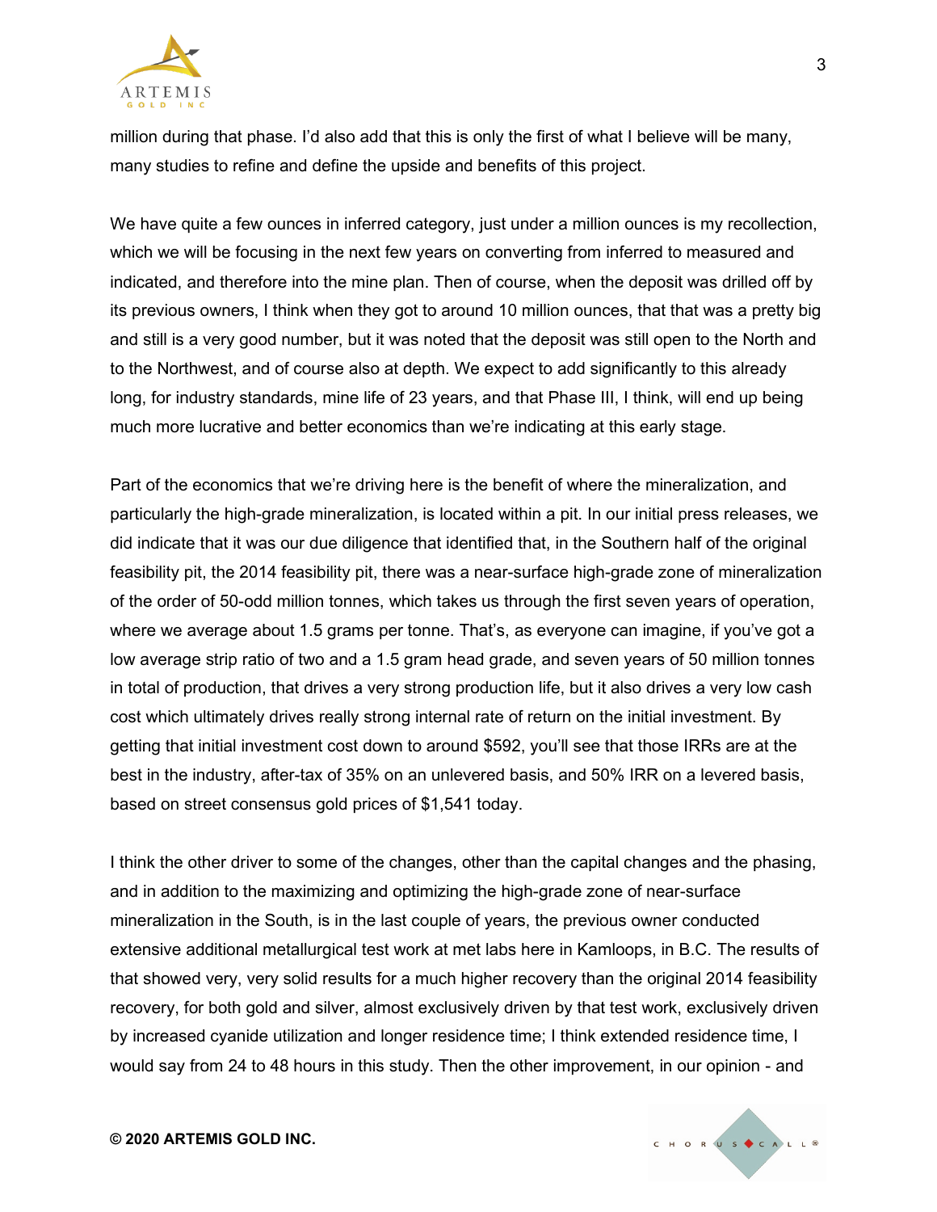million during that phase. I'd also add that this is only the first of what I believe will be many, many studies to refine and define the upside and benefits of this project.

We have quite a few ounces in inferred category, just under a million ounces is my recollection, which we will be focusing in the next few years on converting from inferred to measured and indicated, and therefore into the mine plan. Then of course, when the deposit was drilled off by its previous owners, I think when they got to around 10 million ounces, that that was a pretty big and still is a very good number, but it was noted that the deposit was still open to the North and to the Northwest, and of course also at depth. We expect to add significantly to this already long, for industry standards, mine life of 23 years, and that Phase III, I think, will end up being much more lucrative and better economics than we're indicating at this early stage.

Part of the economics that we're driving here is the benefit of where the mineralization, and particularly the high-grade mineralization, is located within a pit. In our initial press releases, we did indicate that it was our due diligence that identified that, in the Southern half of the original feasibility pit, the 2014 feasibility pit, there was a near-surface high-grade zone of mineralization of the order of 50-odd million tonnes, which takes us through the first seven years of operation, where we average about 1.5 grams per tonne. That's, as everyone can imagine, if you've got a low average strip ratio of two and a 1.5 gram head grade, and seven years of 50 million tonnes in total of production, that drives a very strong production life, but it also drives a very low cash cost which ultimately drives really strong internal rate of return on the initial investment. By getting that initial investment cost down to around $592, you'll see that those IRRs are at the best in the industry, after-tax of 35% on an unlevered basis, and 50% IRR on a levered basis, based on street consensus gold prices of $1,541 today.

I think the other driver to some of the changes, other than the capital changes and the phasing, and in addition to the maximizing and optimizing the high-grade zone of near-surface mineralization in the South, is in the last couple of years, the previous owner conducted extensive additional metallurgical test work at met labs here in Kamloops, in B.C. The results of that showed very, very solid results for a much higher recovery than the original 2014 feasibility recovery, for both gold and silver, almost exclusively driven by that test work, exclusively driven by increased cyanide utilization and longer residence time; I think extended residence time, I would say from 24 to 48 hours in this study. Then the other improvement, in our opinion - and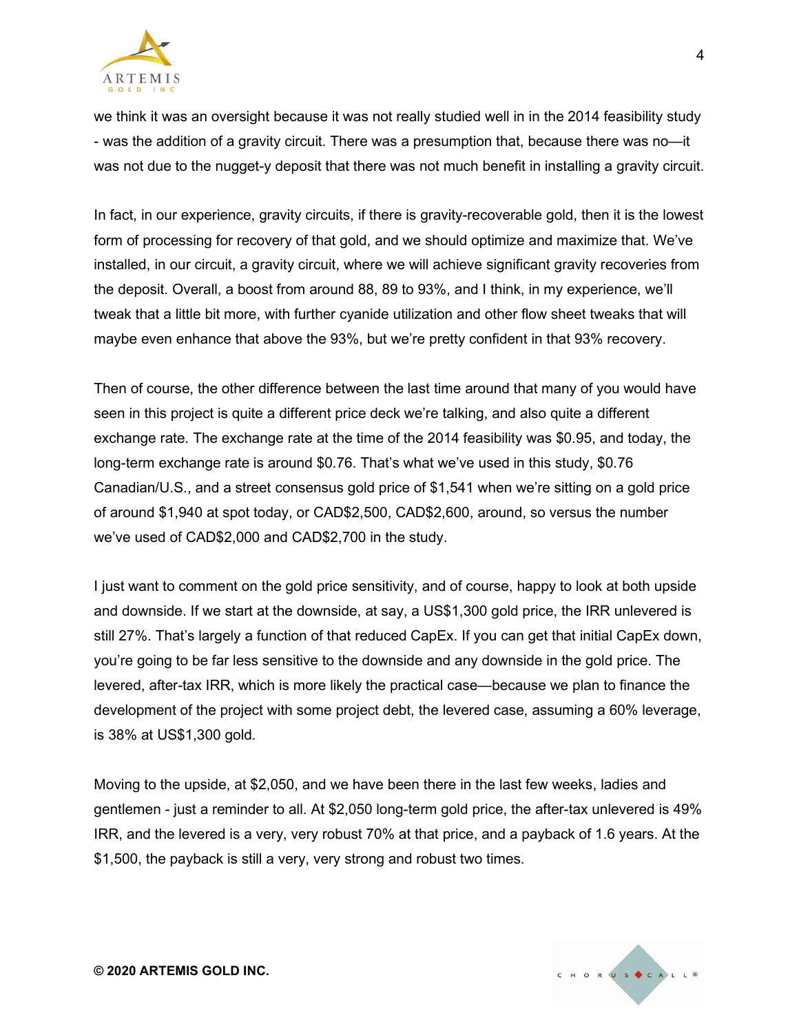we think it was an oversight because it was not really studied well in in the 2014 feasibility study - was the addition of a gravity circuit. There was a presumption that, because there was no—it was not due to the nugget-y deposit that there was not much benefit in installing a gravity circuit.

In fact, in our experience, gravity circuits, if there is gravity-recoverable gold, then it is the lowest form of processing for recovery of that gold, and we should optimize and maximize that. We've installed, in our circuit, a gravity circuit, where we will achieve significant gravity recoveries from the deposit. Overall, a boost from around 88, 89 to 93%, and I think, in my experience, we'll tweak that a little bit more, with further cyanide utilization and other flow sheet tweaks that will maybe even enhance that above the 93%, but we're pretty confident in that 93% recovery.

Then of course, the other difference between the last time around that many of you would have seen in this project is quite a different price deck we're talking, and also quite a different exchange rate. The exchange rate at the time of the 2014 feasibility was $0.95, and today, the long-term exchange rate is around $0.76. That's what we've used in this study, $0.76 Canadian/U.S., and a street consensus gold price of $1,541 when we're sitting on a gold price of around $1,940 at spot today, or CAD$2,500, CAD$2,600, around, so versus the number we've used of CAD$2,000 and CAD$2,700 in the study.

I just want to comment on the gold price sensitivity, and of course, happy to look at both upside and downside. If we start at the downside, at say, a US$1,300 gold price, the IRR unlevered is still 27%. That's largely a function of that reduced CapEx. If you can get that initial CapEx down, you're going to be far less sensitive to the downside and any downside in the gold price. The levered, after-tax IRR, which is more likely the practical case—because we plan to finance the development of the project with some project debt, the levered case, assuming a 60% leverage, is 38% at US$1,300 gold.

Moving to the upside, at $2,050, and we have been there in the last few weeks, ladies and gentlemen - just a reminder to all. At $2,050 long-term gold price, the after-tax unlevered is 49% IRR, and the levered is a very, very robust 70% at that price, and a payback of 1.6 years. At the $1,500, the payback is still a very, very strong and robust two times.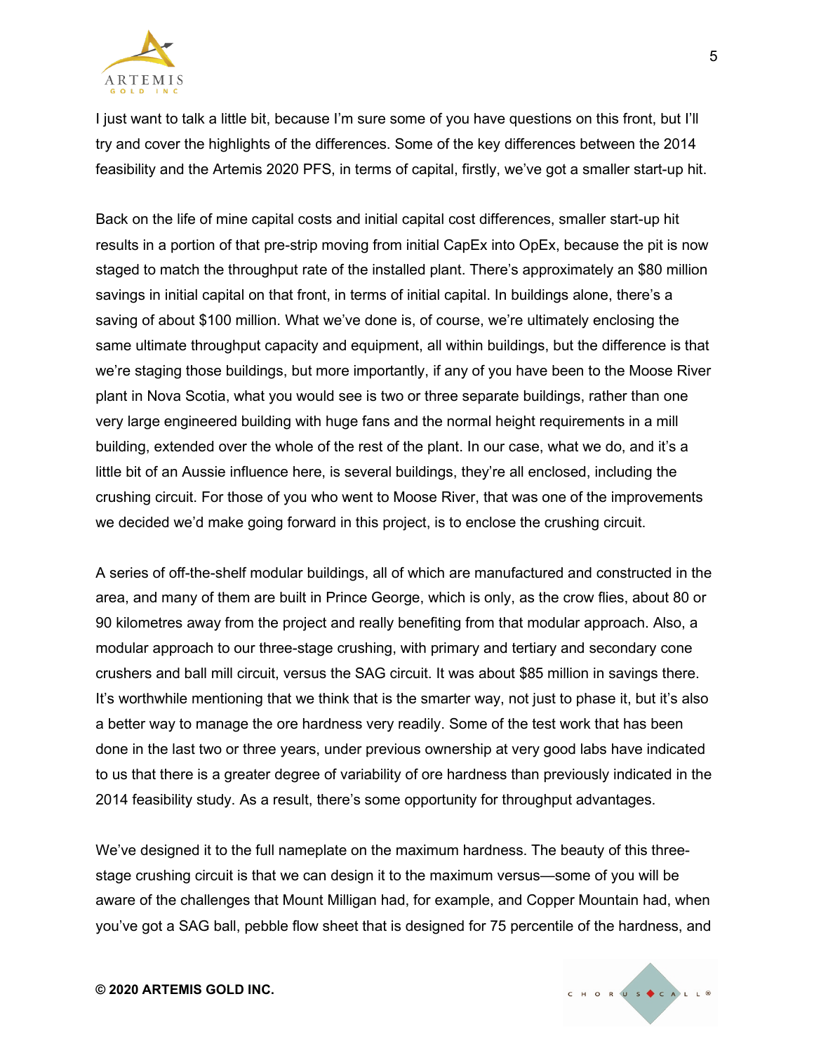I just want to talk a little bit, because I'm sure some of you have questions on this front, but I'll try and cover the highlights of the differences. Some of the key differences between the 2014 feasibility and the Artemis 2020 PFS, in terms of capital, firstly, we've got a smaller start-up hit.

Back on the life of mine capital costs and initial capital cost differences, smaller start-up hit results in a portion of that pre-strip moving from initial CapEx into OpEx, because the pit is now staged to match the throughput rate of the installed plant. There's approximately an $80 million savings in initial capital on that front, in terms of initial capital. In buildings alone, there's a saving of about $100 million. What we've done is, of course, we're ultimately enclosing the same ultimate throughput capacity and equipment, all within buildings, but the difference is that we're staging those buildings, but more importantly, if any of you have been to the Moose River plant in Nova Scotia, what you would see is two or three separate buildings, rather than one very large engineered building with huge fans and the normal height requirements in a mill building, extended over the whole of the rest of the plant. In our case, what we do, and it's a little bit of an Aussie influence here, is several buildings, they're all enclosed, including the crushing circuit. For those of you who went to Moose River, that was one of the improvements we decided we'd make going forward in this project, is to enclose the crushing circuit.

A series of off-the-shelf modular buildings, all of which are manufactured and constructed in the area, and many of them are built in Prince George, which is only, as the crow flies, about 80 or 90 kilometres away from the project and really benefiting from that modular approach. Also, a modular approach to our three-stage crushing, with primary and tertiary and secondary cone crushers and ball mill circuit, versus the SAG circuit. It was about $85 million in savings there. It's worthwhile mentioning that we think that is the smarter way, not just to phase it, but it's also a better way to manage the ore hardness very readily. Some of the test work that has been done in the last two or three years, under previous ownership at very good labs have indicated to us that there is a greater degree of variability of ore hardness than previously indicated in the 2014 feasibility study. As a result, there's some opportunity for throughput advantages.

We've designed it to the full nameplate on the maximum hardness. The beauty of this three-stage crushing circuit is that we can design it to the maximum versus—some of you will be aware of the challenges that Mount Milligan had, for example, and Copper Mountain had, when you've got a SAG ball, pebble flow sheet that is designed for 75 percentile of the hardness, and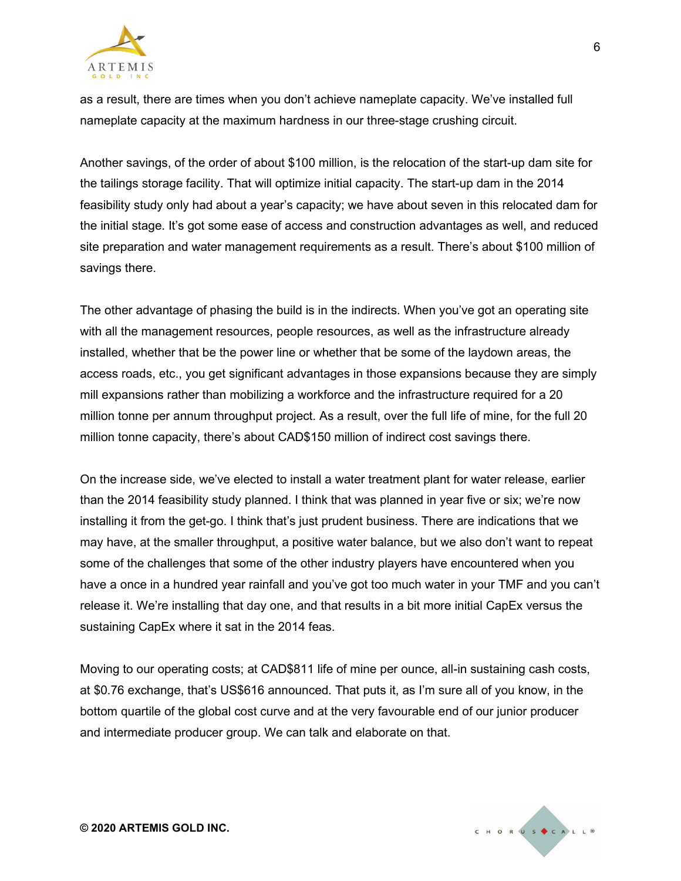as a result, there are times when you don't achieve nameplate capacity. We've installed full nameplate capacity at the maximum hardness in our three-stage crushing circuit.

Another savings, of the order of about $100 million, is the relocation of the start-up dam site for the tailings storage facility. That will optimize initial capacity. The start-up dam in the 2014 feasibility study only had about a year's capacity; we have about seven in this relocated dam for the initial stage. It's got some ease of access and construction advantages as well, and reduced site preparation and water management requirements as a result. There's about $100 million of savings there.

The other advantage of phasing the build is in the indirects. When you've got an operating site with all the management resources, people resources, as well as the infrastructure already installed, whether that be the power line or whether that be some of the laydown areas, the access roads, etc., you get significant advantages in those expansions because they are simply mill expansions rather than mobilizing a workforce and the infrastructure required for a 20 million tonne per annum throughput project. As a result, over the full life of mine, for the full 20 million tonne capacity, there's about CAD$150 million of indirect cost savings there.

On the increase side, we've elected to install a water treatment plant for water release, earlier than the 2014 feasibility study planned. I think that was planned in year five or six; we're now installing it from the get-go. I think that's just prudent business. There are indications that we may have, at the smaller throughput, a positive water balance, but we also don't want to repeat some of the challenges that some of the other industry players have encountered when you have a once in a hundred year rainfall and you've got too much water in your TMF and you can't release it. We're installing that day one, and that results in a bit more initial CapEx versus the sustaining CapEx where it sat in the 2014 feas.

Moving to our operating costs; at CAD$811 life of mine per ounce, all-in sustaining cash costs, at $0.76 exchange, that's US$616 announced. That puts it, as I'm sure all of you know, in the bottom quartile of the global cost curve and at the very favourable end of our junior producer and intermediate producer group. We can talk and elaborate on that.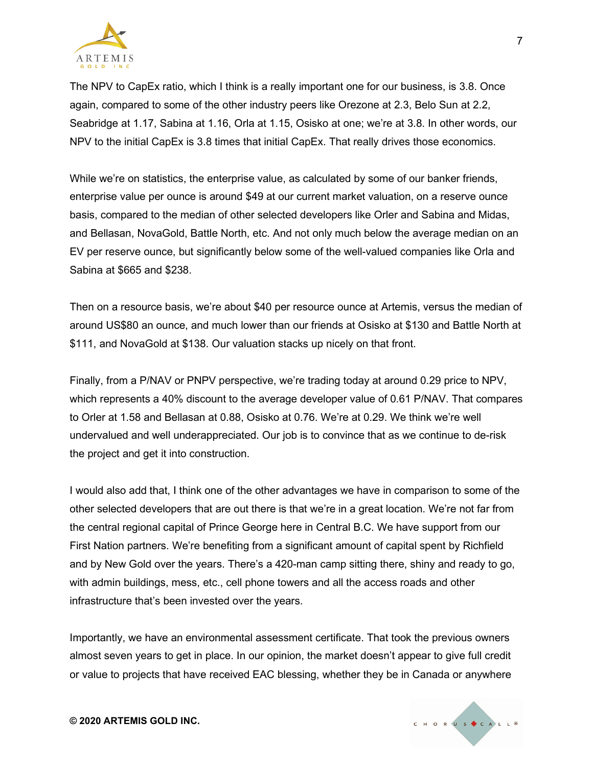The NPV to CapEx ratio, which I think is a really important one for our business, is 3.8. Once again, compared to some of the other industry peers like Orezone at 2.3, Belo Sun at 2.2, Seabridge at 1.17, Sabina at 1.16, Orla at 1.15, Osisko at one; we're at 3.8. In other words, our NPV to the initial CapEx is 3.8 times that initial CapEx. That really drives those economics.

While we're on statistics, the enterprise value, as calculated by some of our banker friends, enterprise value per ounce is around $49 at our current market valuation, on a reserve ounce basis, compared to the median of other selected developers like Orler and Sabina and Midas, and Bellasan, NovaGold, Battle North, etc. And not only much below the average median on an EV per reserve ounce, but significantly below some of the well-valued companies like Orla and Sabina at $665 and $238.

Then on a resource basis, we're about $40 per resource ounce at Artemis, versus the median of around US$80 an ounce, and much lower than our friends at Osisko at $130 and Battle North at $111, and NovaGold at $138. Our valuation stacks up nicely on that front.

Finally, from a P/NAV or PNPV perspective, we're trading today at around 0.29 price to NPV, which represents a 40% discount to the average developer value of 0.61 P/NAV. That compares to Orler at 1.58 and Bellasan at 0.88, Osisko at 0.76. We're at 0.29. We think we're well undervalued and well underappreciated. Our job is to convince that as we continue to de-risk the project and get it into construction.

I would also add that, I think one of the other advantages we have in comparison to some of the other selected developers that are out there is that we're in a great location. We're not far from the central regional capital of Prince George here in Central B.C. We have support from our First Nation partners. We're benefiting from a significant amount of capital spent by Richfield and by New Gold over the years. There's a 420-man camp sitting there, shiny and ready to go, with admin buildings, mess, etc., cell phone towers and all the access roads and other infrastructure that's been invested over the years.

Importantly, we have an environmental assessment certificate. That took the previous owners almost seven years to get in place. In our opinion, the market doesn't appear to give full credit or value to projects that have received EAC blessing, whether they be in Canada or anywhere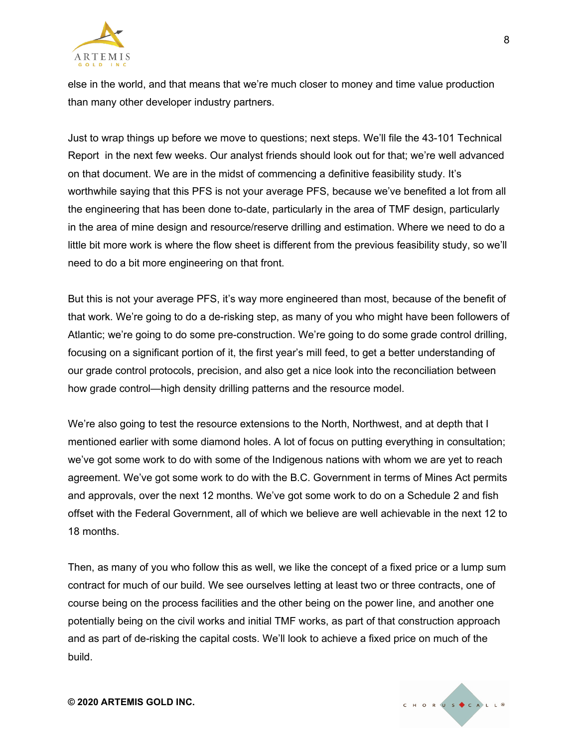else in the world, and that means that we're much closer to money and time value production than many other developer industry partners.

Just to wrap things up before we move to questions; next steps. We'll file the 43-101 Technical Report in the next few weeks. Our analyst friends should look out for that; we're well advanced on that document. We are in the midst of commencing a definitive feasibility study. It's worthwhile saying that this PFS is not your average PFS, because we've benefited a lot from all the engineering that has been done to-date, particularly in the area of TMF design, particularly in the area of mine design and resource/reserve drilling and estimation. Where we need to do a little bit more work is where the flow sheet is different from the previous feasibility study, so we'll need to do a bit more engineering on that front.

But this is not your average PFS, it's way more engineered than most, because of the benefit of that work. We're going to do a de-risking step, as many of you who might have been followers of Atlantic; we're going to do some pre-construction. We're going to do some grade control drilling, focusing on a significant portion of it, the first year's mill feed, to get a better understanding of our grade control protocols, precision, and also get a nice look into the reconciliation between how grade control—high density drilling patterns and the resource model.

We're also going to test the resource extensions to the North, Northwest, and at depth that I mentioned earlier with some diamond holes. A lot of focus on putting everything in consultation; we've got some work to do with some of the Indigenous nations with whom we are yet to reach agreement. We've got some work to do with the B.C. Government in terms of Mines Act permits and approvals, over the next 12 months. We've got some work to do on a Schedule 2 and fish offset with the Federal Government, all of which we believe are well achievable in the next 12 to 18 months.

Then, as many of you who follow this as well, we like the concept of a fixed price or a lump sum contract for much of our build. We see ourselves letting at least two or three contracts, one of course being on the process facilities and the other being on the power line, and another one potentially being on the civil works and initial TMF works, as part of that construction approach and as part of de-risking the capital costs. We'll look to achieve a fixed price on much of the build.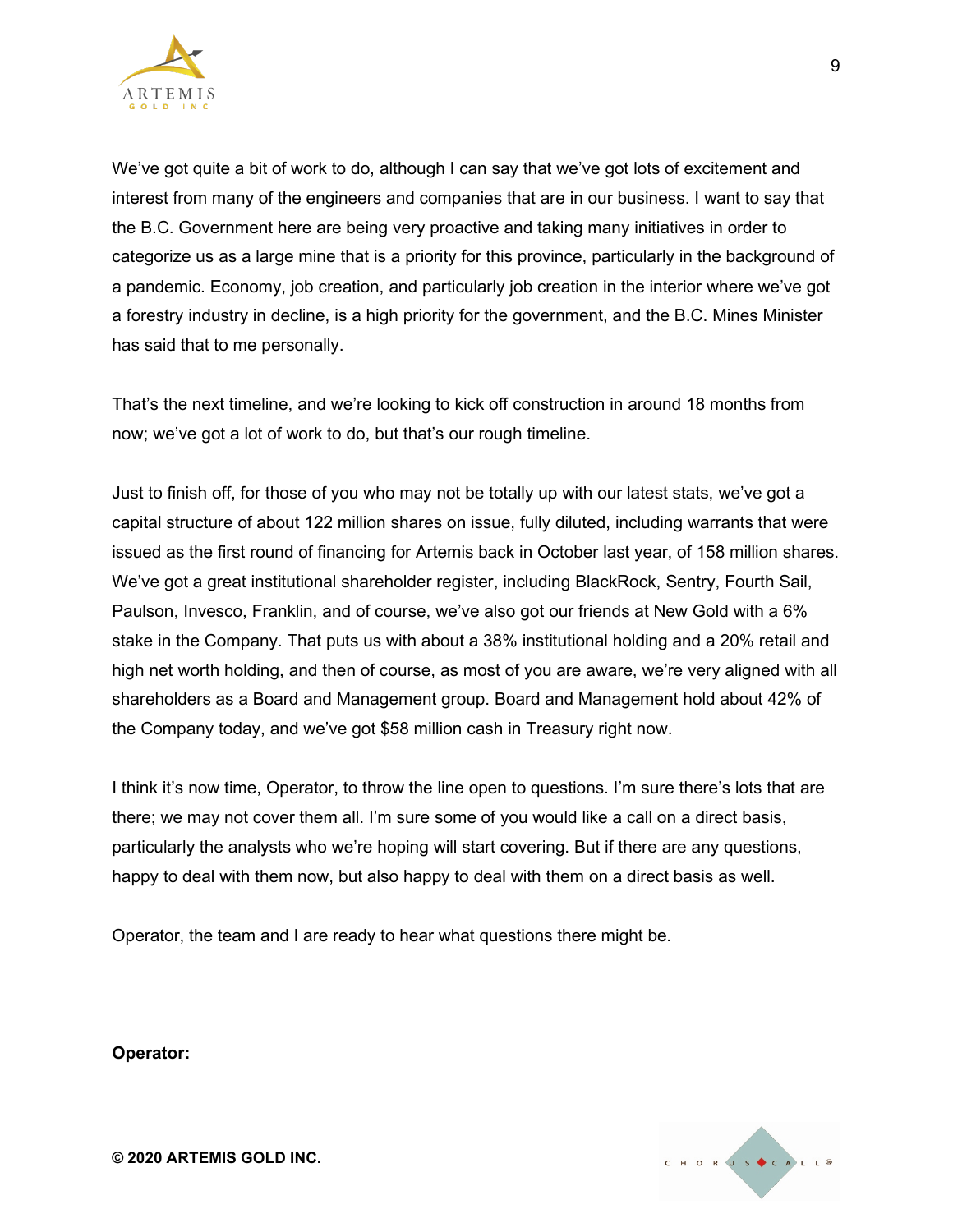We've got quite a bit of work to do, although I can say that we've got lots of excitement and interest from many of the engineers and companies that are in our business. I want to say that the B.C. Government here are being very proactive and taking many initiatives in order to categorize us as a large mine that is a priority for this province, particularly in the background of a pandemic. Economy, job creation, and particularly job creation in the interior where we've got a forestry industry in decline, is a high priority for the government, and the B.C. Mines Minister has said that to me personally.

That's the next timeline, and we're looking to kick off construction in around 18 months from now; we've got a lot of work to do, but that's our rough timeline.

Just to finish off, for those of you who may not be totally up with our latest stats, we've got a capital structure of about 122 million shares on issue, fully diluted, including warrants that were issued as the first round of financing for Artemis back in October last year, of 158 million shares. We've got a great institutional shareholder register, including BlackRock, Sentry, Fourth Sail, Paulson, Invesco, Franklin, and of course, we've also got our friends at New Gold with a 6% stake in the Company. That puts us with about a 38% institutional holding and a 20% retail and high net worth holding, and then of course, as most of you are aware, we're very aligned with all shareholders as a Board and Management group. Board and Management hold about 42% of the Company today, and we've got $58 million cash in Treasury right now.

I think it's now time, Operator, to throw the line open to questions. I'm sure there's lots that are there; we may not cover them all. I'm sure some of you would like a call on a direct basis, particularly the analysts who we're hoping will start covering. But if there are any questions, happy to deal with them now, but also happy to deal with them on a direct basis as well.

Operator, the team and I are ready to hear what questions there might be.

**Operator:**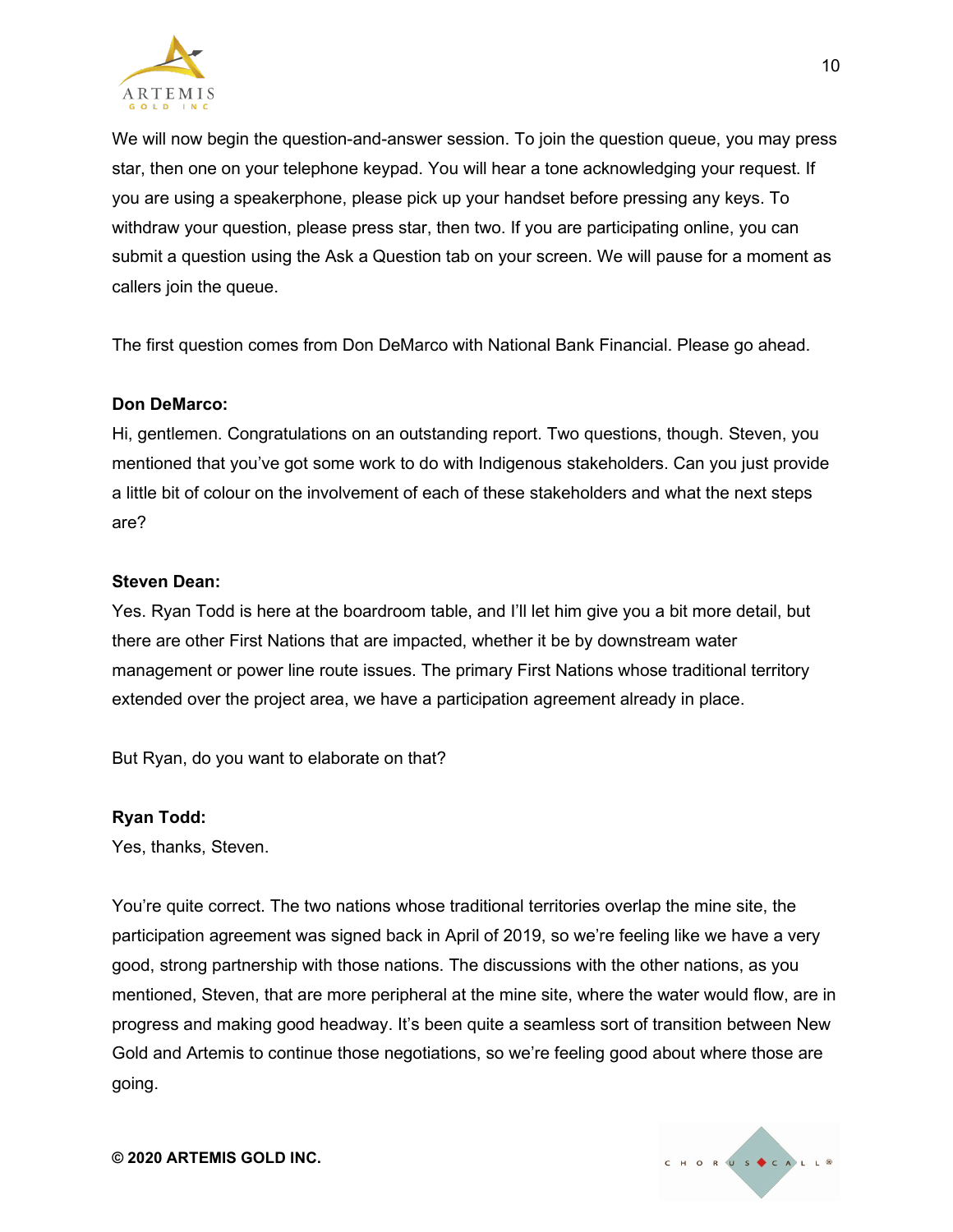We will now begin the question-and-answer session. To join the question queue, you may press star, then one on your telephone keypad. You will hear a tone acknowledging your request. If you are using a speakerphone, please pick up your handset before pressing any keys. To withdraw your question, please press star, then two. If you are participating online, you can submit a question using the Ask a Question tab on your screen. We will pause for a moment as callers join the queue.

The first question comes from Don DeMarco with National Bank Financial. Please go ahead.

**Don DeMarco:**
Hi, gentlemen. Congratulations on an outstanding report. Two questions, though. Steven, you mentioned that you've got some work to do with Indigenous stakeholders. Can you just provide a little bit of colour on the involvement of each of these stakeholders and what the next steps are?

**Steven Dean:**
Yes. Ryan Todd is here at the boardroom table, and I'll let him give you a bit more detail, but there are other First Nations that are impacted, whether it be by downstream water management or power line route issues. The primary First Nations whose traditional territory extended over the project area, we have a participation agreement already in place.

But Ryan, do you want to elaborate on that?

**Ryan Todd:**
Yes, thanks, Steven.

You're quite correct. The two nations whose traditional territories overlap the mine site, the participation agreement was signed back in April of 2019, so we're feeling like we have a very good, strong partnership with those nations. The discussions with the other nations, as you mentioned, Steven, that are more peripheral at the mine site, where the water would flow, are in progress and making good headway. It's been quite a seamless sort of transition between New Gold and Artemis to continue those negotiations, so we're feeling good about where those are going.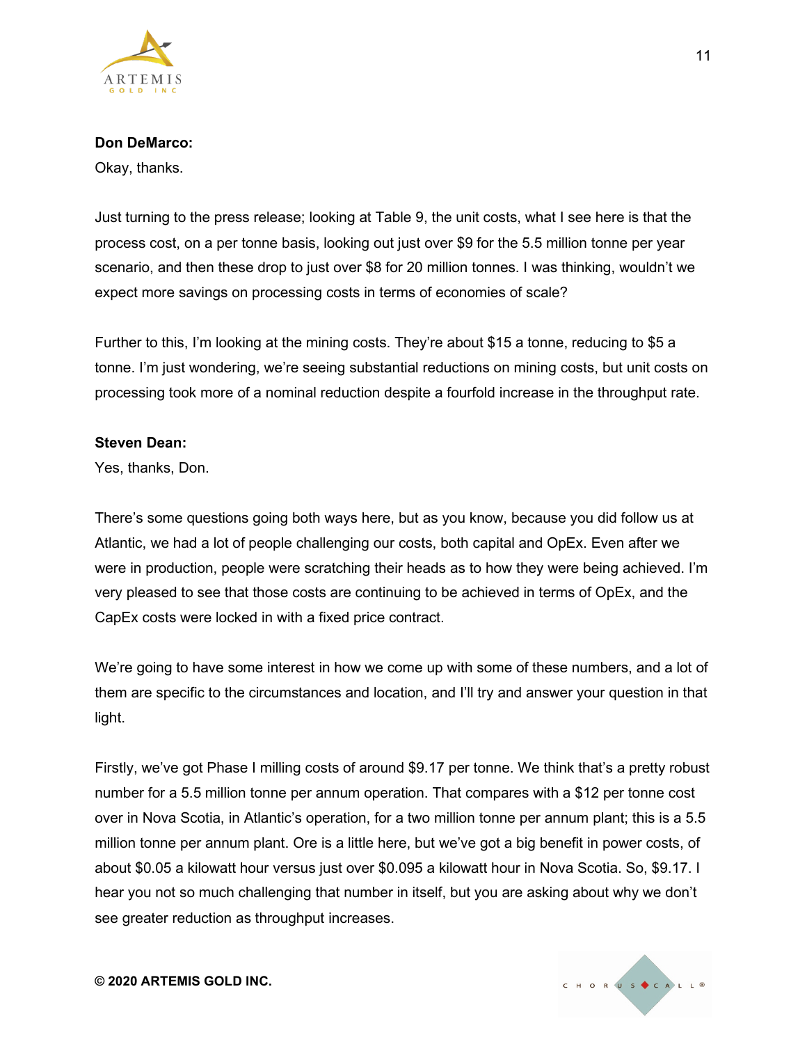**Don DeMarco:**
Okay, thanks.

Just turning to the press release; looking at Table 9, the unit costs, what I see here is that the process cost, on a per tonne basis, looking out just over $9 for the 5.5 million tonne per year scenario, and then these drop to just over $8 for 20 million tonnes. I was thinking, wouldn't we expect more savings on processing costs in terms of economies of scale?

Further to this, I'm looking at the mining costs. They're about $15 a tonne, reducing to $5 a tonne. I'm just wondering, we're seeing substantial reductions on mining costs, but unit costs on processing took more of a nominal reduction despite a fourfold increase in the throughput rate.

**Steven Dean:**
Yes, thanks, Don.

There's some questions going both ways here, but as you know, because you did follow us at Atlantic, we had a lot of people challenging our costs, both capital and OpEx. Even after we were in production, people were scratching their heads as to how they were being achieved. I'm very pleased to see that those costs are continuing to be achieved in terms of OpEx, and the CapEx costs were locked in with a fixed price contract.

We're going to have some interest in how we come up with some of these numbers, and a lot of them are specific to the circumstances and location, and I'll try and answer your question in that light.

Firstly, we've got Phase I milling costs of around $9.17 per tonne. We think that's a pretty robust number for a 5.5 million tonne per annum operation. That compares with a $12 per tonne cost over in Nova Scotia, in Atlantic's operation, for a two million tonne per annum plant; this is a 5.5 million tonne per annum plant. Ore is a little here, but we've got a big benefit in power costs, of about $0.05 a kilowatt hour versus just over $0.095 a kilowatt hour in Nova Scotia. So, $9.17. I hear you not so much challenging that number in itself, but you are asking about why we don't see greater reduction as throughput increases.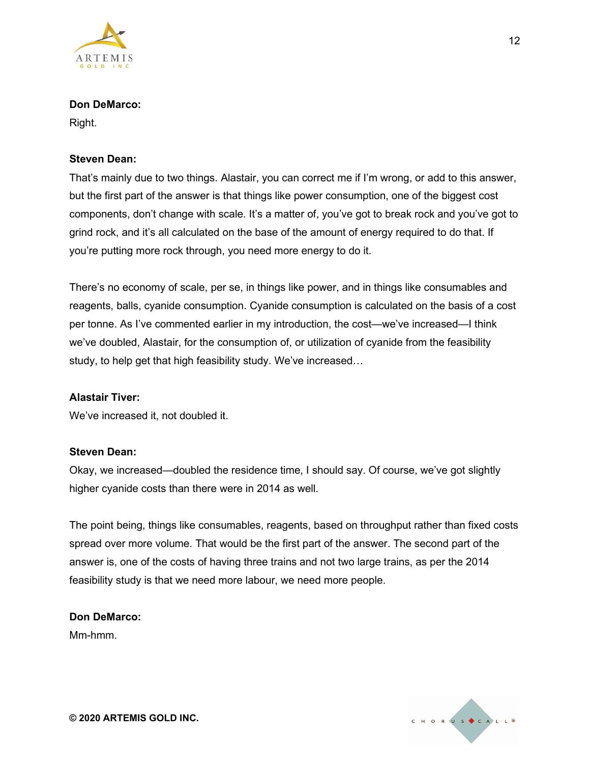**Don DeMarco:**
Right.

**Steven Dean:**
That's mainly due to two things. Alastair, you can correct me if I'm wrong, or add to this answer, but the first part of the answer is that things like power consumption, one of the biggest cost components, don't change with scale. It's a matter of, you've got to break rock and you've got to grind rock, and it's all calculated on the base of the amount of energy required to do that. If you're putting more rock through, you need more energy to do it.

There's no economy of scale, per se, in things like power, and in things like consumables and reagents, balls, cyanide consumption. Cyanide consumption is calculated on the basis of a cost per tonne. As I've commented earlier in my introduction, the cost—we've increased—I think we've doubled, Alastair, for the consumption of, or utilization of cyanide from the feasibility study, to help get that high feasibility study. We've increased…

**Alastair Tiver:**
We've increased it, not doubled it.

**Steven Dean:**
Okay, we increased—doubled the residence time, I should say. Of course, we've got slightly higher cyanide costs than there were in 2014 as well.

The point being, things like consumables, reagents, based on throughput rather than fixed costs spread over more volume. That would be the first part of the answer. The second part of the answer is, one of the costs of having three trains and not two large trains, as per the 2014 feasibility study is that we need more labour, we need more people.

**Don DeMarco:**
Mm-hmm.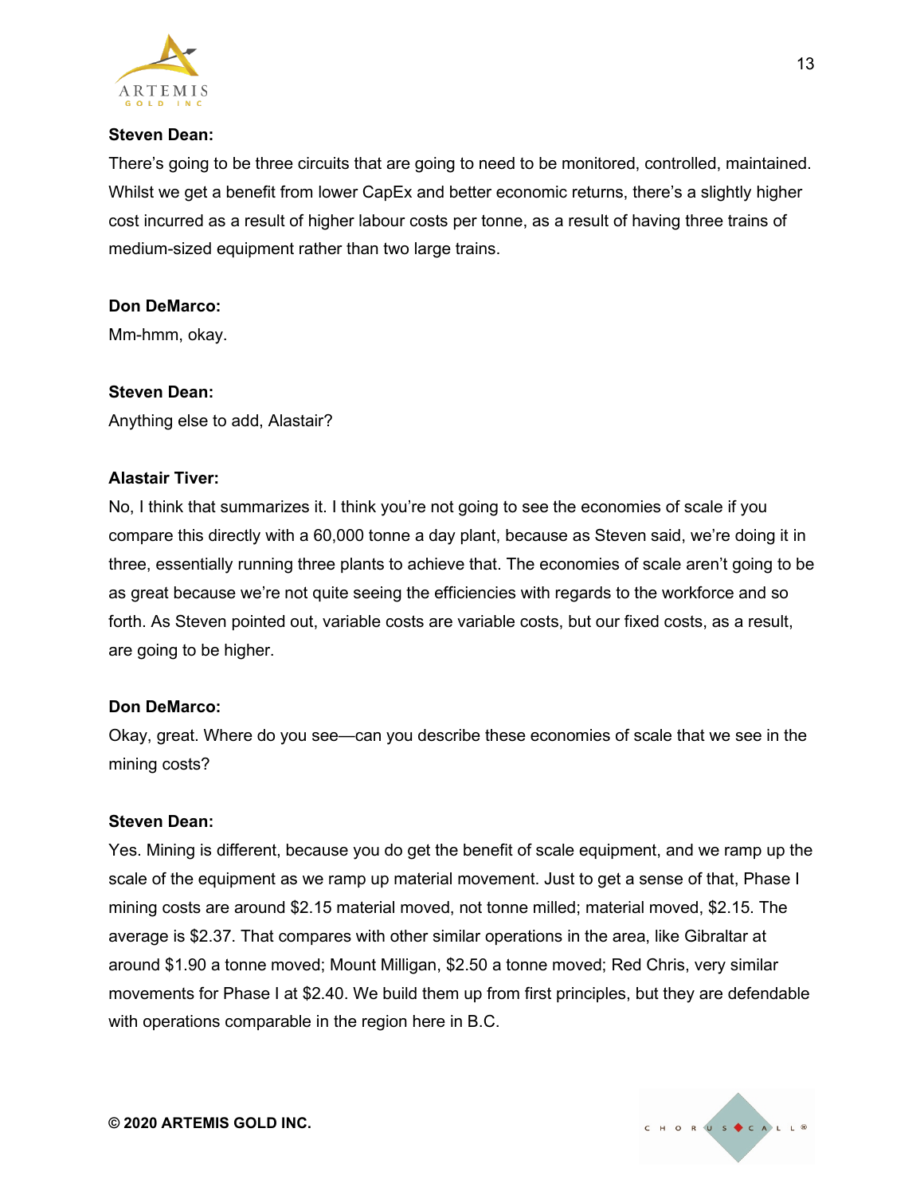**Steven Dean:**

There's going to be three circuits that are going to need to be monitored, controlled, maintained. Whilst we get a benefit from lower CapEx and better economic returns, there's a slightly higher cost incurred as a result of higher labour costs per tonne, as a result of having three trains of medium-sized equipment rather than two large trains.

**Don DeMarco:**

Mm-hmm, okay.

**Steven Dean:**

Anything else to add, Alastair?

**Alastair Tiver:**

No, I think that summarizes it. I think you're not going to see the economies of scale if you compare this directly with a 60,000 tonne a day plant, because as Steven said, we're doing it in three, essentially running three plants to achieve that. The economies of scale aren't going to be as great because we're not quite seeing the efficiencies with regards to the workforce and so forth. As Steven pointed out, variable costs are variable costs, but our fixed costs, as a result, are going to be higher.

**Don DeMarco:**

Okay, great. Where do you see—can you describe these economies of scale that we see in the mining costs?

**Steven Dean:**

Yes. Mining is different, because you do get the benefit of scale equipment, and we ramp up the scale of the equipment as we ramp up material movement. Just to get a sense of that, Phase I mining costs are around $2.15 material moved, not tonne milled; material moved, $2.15. The average is $2.37. That compares with other similar operations in the area, like Gibraltar at around $1.90 a tonne moved; Mount Milligan, $2.50 a tonne moved; Red Chris, very similar movements for Phase I at $2.40. We build them up from first principles, but they are defendable with operations comparable in the region here in B.C.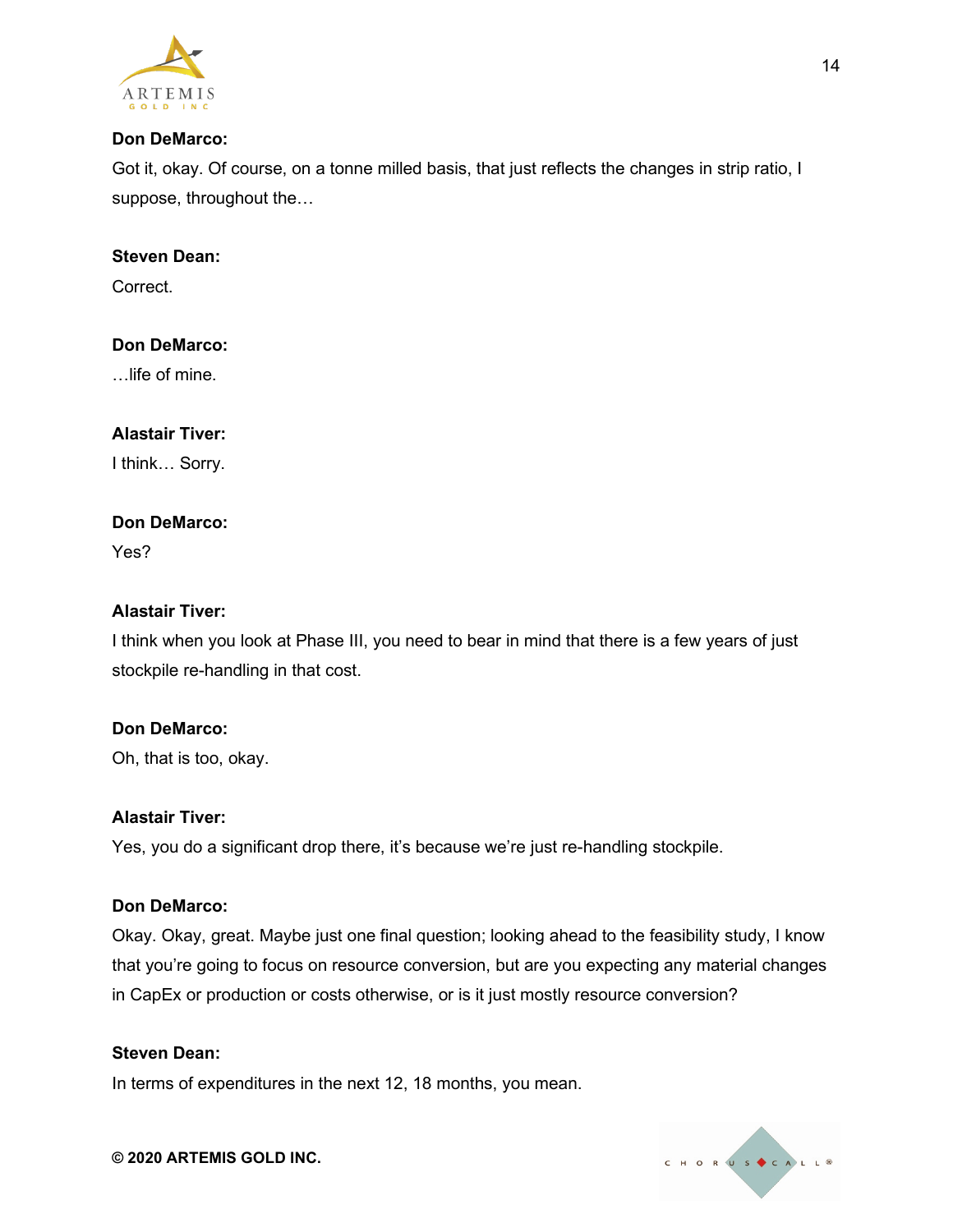**Don DeMarco:**

Got it, okay. Of course, on a tonne milled basis, that just reflects the changes in strip ratio, I suppose, throughout the…

**Steven Dean:**

Correct.

**Don DeMarco:**

…life of mine.

**Alastair Tiver:**

I think… Sorry.

**Don DeMarco:**

Yes?

**Alastair Tiver:**

I think when you look at Phase III, you need to bear in mind that there is a few years of just stockpile re-handling in that cost.

**Don DeMarco:**

Oh, that is too, okay.

**Alastair Tiver:**

Yes, you do a significant drop there, it's because we're just re-handling stockpile.

**Don DeMarco:**

Okay. Okay, great. Maybe just one final question; looking ahead to the feasibility study, I know that you're going to focus on resource conversion, but are you expecting any material changes in CapEx or production or costs otherwise, or is it just mostly resource conversion?

**Steven Dean:**

In terms of expenditures in the next 12, 18 months, you mean.

**© 2020 ARTEMIS GOLD INC.**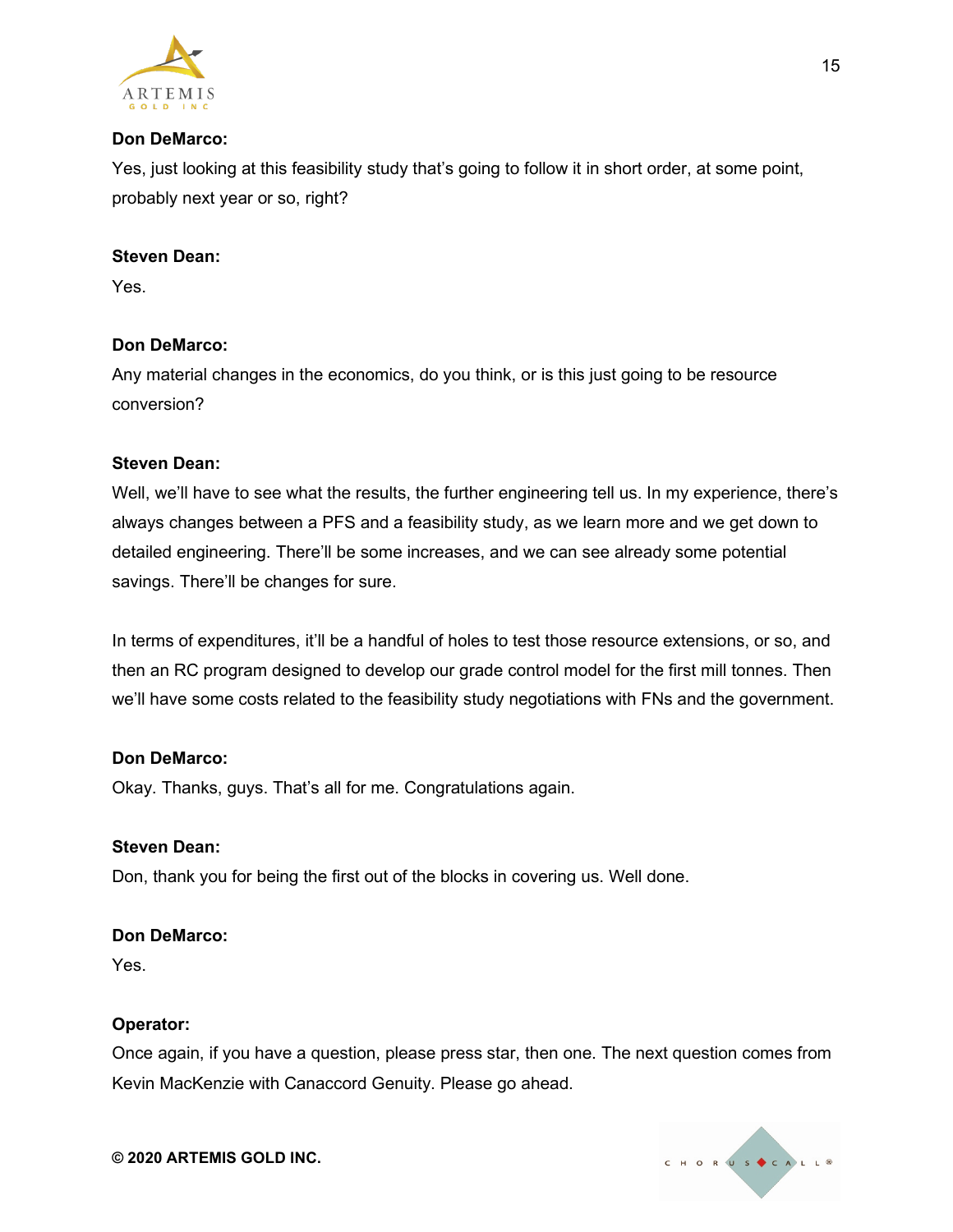**Don DeMarco:**

Yes, just looking at this feasibility study that's going to follow it in short order, at some point, probably next year or so, right?

**Steven Dean:**

Yes.

**Don DeMarco:**

Any material changes in the economics, do you think, or is this just going to be resource conversion?

**Steven Dean:**

Well, we'll have to see what the results, the further engineering tell us. In my experience, there's always changes between a PFS and a feasibility study, as we learn more and we get down to detailed engineering. There'll be some increases, and we can see already some potential savings. There'll be changes for sure.

In terms of expenditures, it'll be a handful of holes to test those resource extensions, or so, and then an RC program designed to develop our grade control model for the first mill tonnes. Then we'll have some costs related to the feasibility study negotiations with FNs and the government.

**Don DeMarco:**

Okay. Thanks, guys. That's all for me. Congratulations again.

**Steven Dean:**

Don, thank you for being the first out of the blocks in covering us. Well done.

**Don DeMarco:**

Yes.

**Operator:**

Once again, if you have a question, please press star, then one. The next question comes from Kevin MacKenzie with Canaccord Genuity. Please go ahead.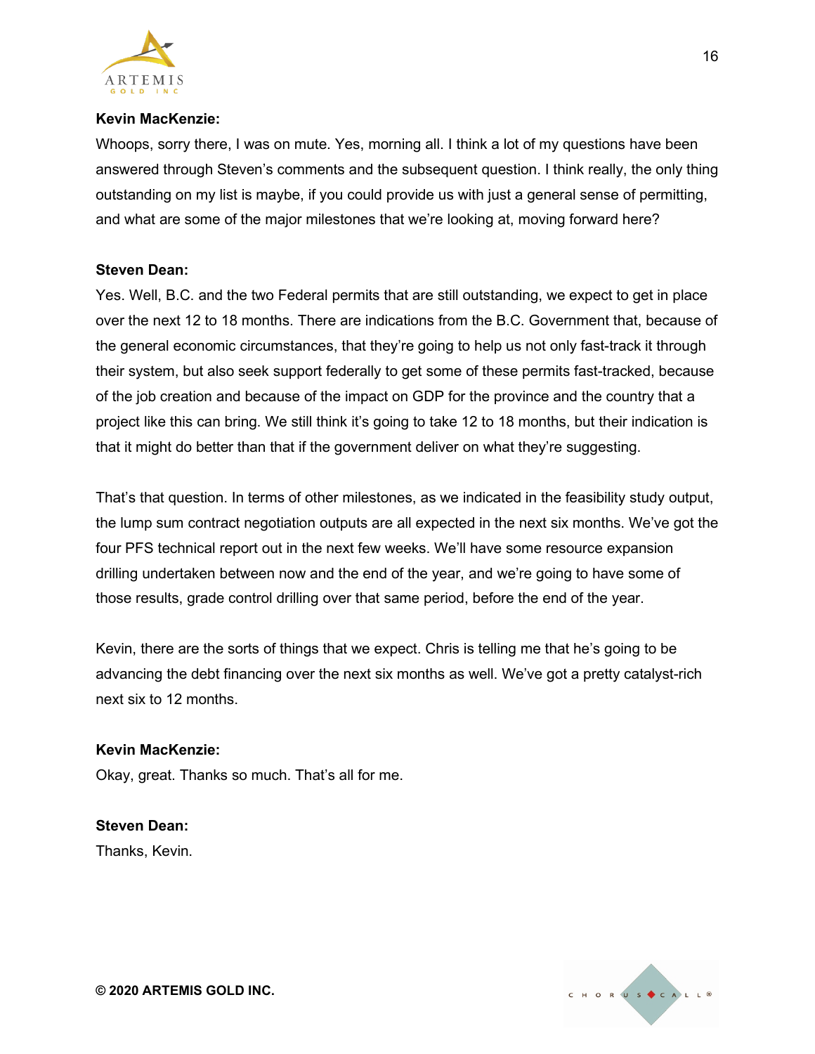**Kevin MacKenzie:**

Whoops, sorry there, I was on mute. Yes, morning all. I think a lot of my questions have been answered through Steven's comments and the subsequent question. I think really, the only thing outstanding on my list is maybe, if you could provide us with just a general sense of permitting, and what are some of the major milestones that we're looking at, moving forward here?

**Steven Dean:**

Yes. Well, B.C. and the two Federal permits that are still outstanding, we expect to get in place over the next 12 to 18 months. There are indications from the B.C. Government that, because of the general economic circumstances, that they're going to help us not only fast-track it through their system, but also seek support federally to get some of these permits fast-tracked, because of the job creation and because of the impact on GDP for the province and the country that a project like this can bring. We still think it's going to take 12 to 18 months, but their indication is that it might do better than that if the government deliver on what they're suggesting.

That's that question. In terms of other milestones, as we indicated in the feasibility study output, the lump sum contract negotiation outputs are all expected in the next six months. We've got the four PFS technical report out in the next few weeks. We'll have some resource expansion drilling undertaken between now and the end of the year, and we're going to have some of those results, grade control drilling over that same period, before the end of the year.

Kevin, there are the sorts of things that we expect. Chris is telling me that he's going to be advancing the debt financing over the next six months as well. We've got a pretty catalyst-rich next six to 12 months.

**Kevin MacKenzie:**

Okay, great. Thanks so much. That's all for me.

**Steven Dean:**

Thanks, Kevin.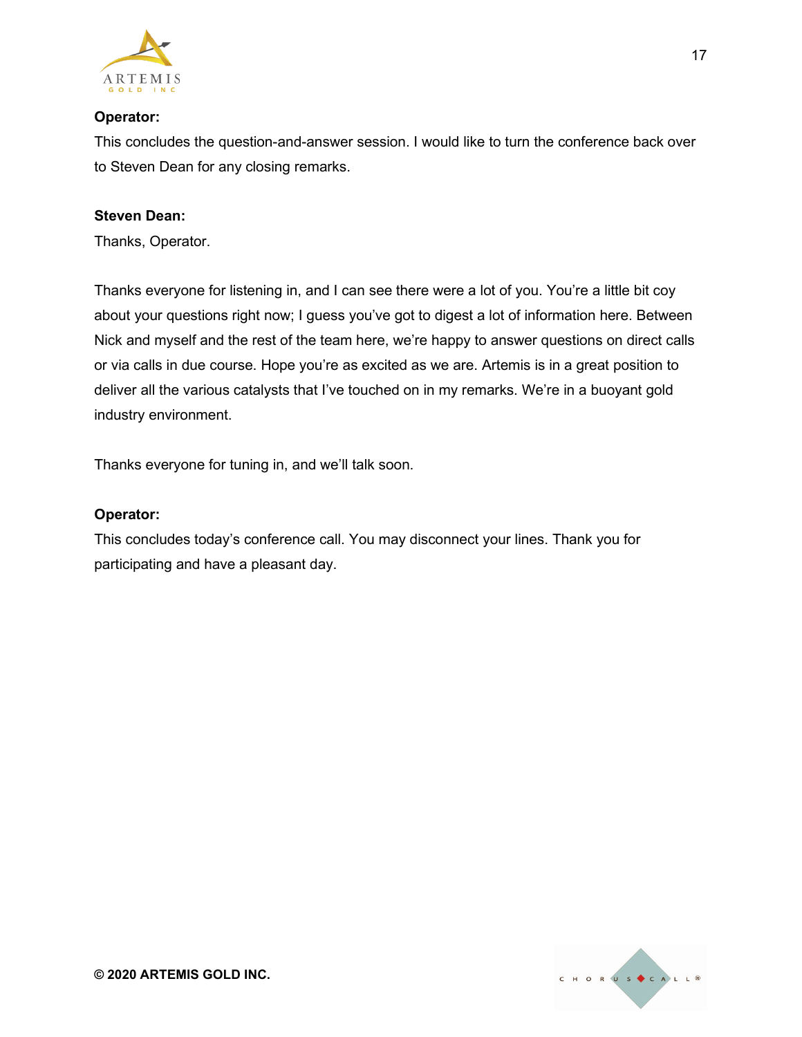**Operator:**

This concludes the question-and-answer session. I would like to turn the conference back over to Steven Dean for any closing remarks.

**Steven Dean:**

Thanks, Operator.

Thanks everyone for listening in, and I can see there were a lot of you. You're a little bit coy about your questions right now; I guess you've got to digest a lot of information here. Between Nick and myself and the rest of the team here, we're happy to answer questions on direct calls or via calls in due course. Hope you're as excited as we are. Artemis is in a great position to deliver all the various catalysts that I've touched on in my remarks. We're in a buoyant gold industry environment.

Thanks everyone for tuning in, and we'll talk soon.

**Operator:**

This concludes today's conference call. You may disconnect your lines. Thank you for participating and have a pleasant day.